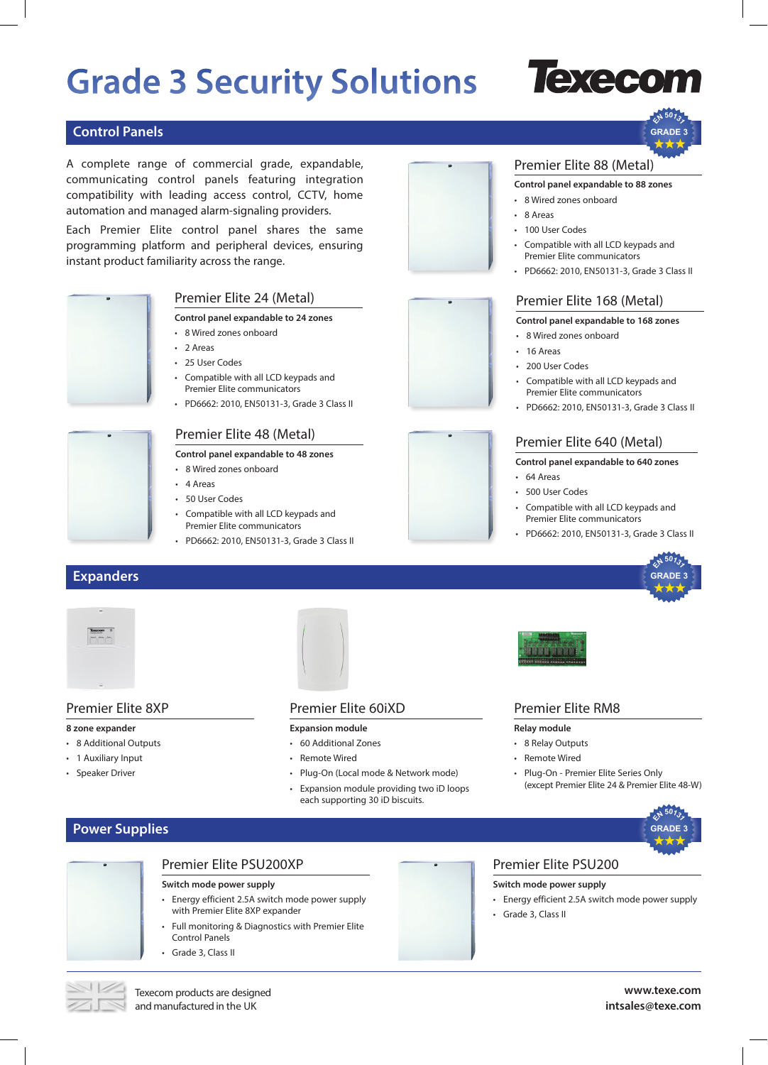# Grade 3 Security Solutions

Texecom

## Control Panels

EN 50131 GRADE 3

A complete range of commercial grade, expandable, communicating control panels featuring integration compatibility with leading access control, CCTV, home automation and managed alarm-signaling providers.

Each Premier Elite control panel shares the same programming platform and peripheral devices, ensuring instant product familiarity across the range.

### Premier Elite 24 (Metal)

**Control panel expandable to 24 zones**

- 8 Wired zones onboard
- 2 Areas
- 25 User Codes
- Compatible with all LCD keypads and Premier Elite communicators
- PD6662: 2010, EN50131-3, Grade 3 Class II

### Premier Elite 48 (Metal)

**Control panel expandable to 48 zones**

- 8 Wired zones onboard
- 4 Areas
- 50 User Codes
- Compatible with all LCD keypads and Premier Elite communicators
- PD6662: 2010, EN50131-3, Grade 3 Class II

### Premier Elite 88 (Metal)

**Control panel expandable to 88 zones**

- 8 Wired zones onboard
- 8 Areas
- 100 User Codes
- Compatible with all LCD keypads and Premier Elite communicators
- PD6662: 2010, EN50131-3, Grade 3 Class II

### Premier Elite 168 (Metal)

**Control panel expandable to 168 zones**

- 8 Wired zones onboard
- 16 Areas
- 200 User Codes
- Compatible with all LCD keypads and Premier Elite communicators
- PD6662: 2010, EN50131-3, Grade 3 Class II

### Premier Elite 640 (Metal)

**Control panel expandable to 640 zones**

- 64 Areas
- 500 User Codes
- Compatible with all LCD keypads and Premier Elite communicators
- PD6662: 2010, EN50131-3, Grade 3 Class II

## Expanders

EN 50131 GRADE 3

### Premier Elite 8XP

**8 zone expander**

- 8 Additional Outputs
- 1 Auxiliary Input
- Speaker Driver

### Premier Elite 60iXD

**Expansion module**

- 60 Additional Zones
- Remote Wired
- Plug-On (Local mode & Network mode)
- Expansion module providing two iD loops each supporting 30 iD biscuits.

### Premier Elite RM8

**Relay module**

- 8 Relay Outputs
- Remote Wired
- Plug-On - Premier Elite Series Only (except Premier Elite 24 & Premier Elite 48-W)

## Power Supplies

EN 50131 GRADE 3

### Premier Elite PSU200XP

**Switch mode power supply**

- Energy efficient 2.5A switch mode power supply with Premier Elite 8XP expander
- Full monitoring & Diagnostics with Premier Elite Control Panels
- Grade 3, Class II

### Premier Elite PSU200

**Switch mode power supply**

- Energy efficient 2.5A switch mode power supply
- Grade 3, Class II

Texecom products are designed and manufactured in the UK

**www.texe.com**
**intsales@texe.com**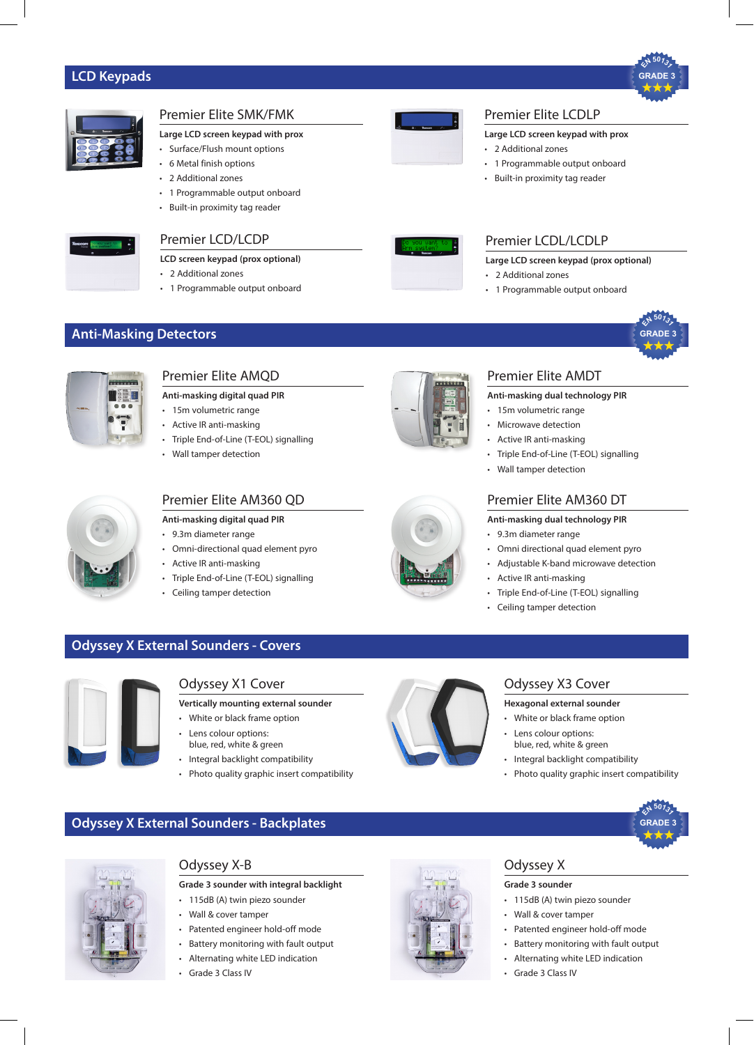## LCD Keypads

EN 50131 GRADE 3

### Premier Elite SMK/FMK

**Large LCD screen keypad with prox**

- Surface/Flush mount options
- 6 Metal finish options
- 2 Additional zones
- 1 Programmable output onboard
- Built-in proximity tag reader

### Premier Elite LCDLP

**Large LCD screen keypad with prox**

- 2 Additional zones
- 1 Programmable output onboard
- Built-in proximity tag reader

### Premier LCD/LCDP

**LCD screen keypad (prox optional)**

- 2 Additional zones
- 1 Programmable output onboard

### Premier LCDL/LCDLP

**Large LCD screen keypad (prox optional)**

- 2 Additional zones
- 1 Programmable output onboard

## Anti-Masking Detectors

EN 50131 GRADE 3

### Premier Elite AMQD

**Anti-masking digital quad PIR**

- 15m volumetric range
- Active IR anti-masking
- Triple End-of-Line (T-EOL) signalling
- Wall tamper detection

### Premier Elite AMDT

**Anti-masking dual technology PIR**

- 15m volumetric range
- Microwave detection
- Active IR anti-masking
- Triple End-of-Line (T-EOL) signalling
- Wall tamper detection

### Premier Elite AM360 QD

**Anti-masking digital quad PIR**

- 9.3m diameter range
- Omni-directional quad element pyro
- Active IR anti-masking
- Triple End-of-Line (T-EOL) signalling
- Ceiling tamper detection

### Premier Elite AM360 DT

**Anti-masking dual technology PIR**

- 9.3m diameter range
- Omni directional quad element pyro
- Adjustable K-band microwave detection
- Active IR anti-masking
- Triple End-of-Line (T-EOL) signalling
- Ceiling tamper detection

## Odyssey X External Sounders - Covers

### Odyssey X1 Cover

**Vertically mounting external sounder**

- White or black frame option
- Lens colour options: blue, red, white & green
- Integral backlight compatibility
- Photo quality graphic insert compatibility

### Odyssey X3 Cover

**Hexagonal external sounder**

- White or black frame option
- Lens colour options: blue, red, white & green
- Integral backlight compatibility
- Photo quality graphic insert compatibility

## Odyssey X External Sounders - Backplates

EN 50131 GRADE 3

### Odyssey X-B

**Grade 3 sounder with integral backlight**

- 115dB (A) twin piezo sounder
- Wall & cover tamper
- Patented engineer hold-off mode
- Battery monitoring with fault output
- Alternating white LED indication
- Grade 3 Class IV

### Odyssey X

**Grade 3 sounder**

- 115dB (A) twin piezo sounder
- Wall & cover tamper
- Patented engineer hold-off mode
- Battery monitoring with fault output
- Alternating white LED indication
- Grade 3 Class IV